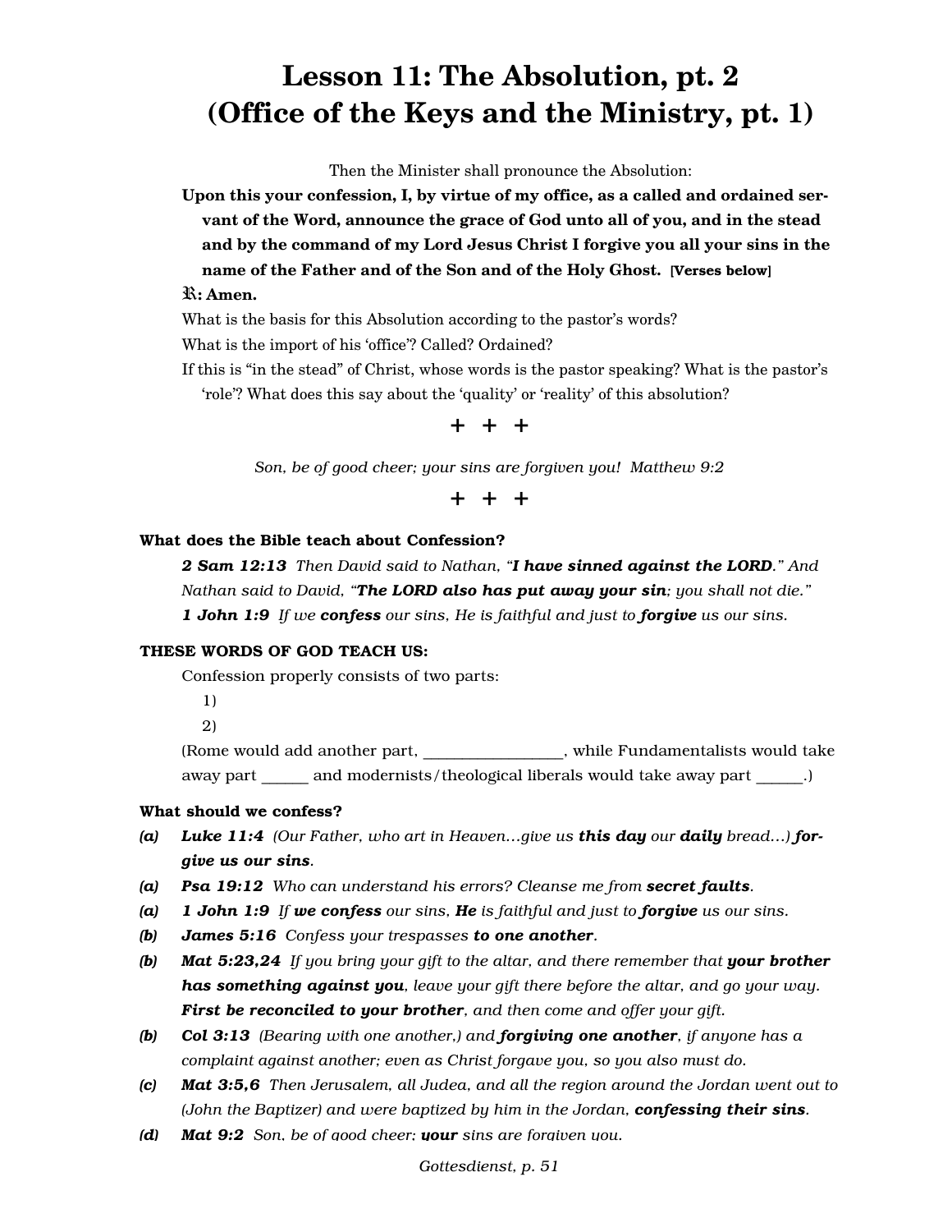# Lesson 11: The Absolution, pt. 2
# (Office of the Keys and the Ministry, pt. 1)

Then the Minister shall pronounce the Absolution:

**Upon this your confession, I, by virtue of my office, as a called and ordained servant of the Word, announce the grace of God unto all of you, and in the stead and by the command of my Lord Jesus Christ I forgive you all your sins in the name of the Father and of the Son and of the Holy Ghost.** **[Verses below]**

**℟: Amen.**

What is the basis for this Absolution according to the pastor's words?

What is the import of his 'office'? Called? Ordained?

If this is "in the stead" of Christ, whose words is the pastor speaking? What is the pastor's 'role'? What does this say about the 'quality' or 'reality' of this absolution?

**+ + +**

*Son, be of good cheer; your sins are forgiven you! Matthew 9:2*

**+ + +**

**What does the Bible teach about Confession?**

***2 Sam 12:13*** *Then David said to Nathan, "**I have sinned against the LORD**." And Nathan said to David, "**The LORD also has put away your sin**; you shall not die."*

***1 John 1:9*** *If we **confess** our sins, He is faithful and just to **forgive** us our sins.*

**THESE WORDS OF GOD TEACH US:**

Confession properly consists of two parts:

1)

2)

(Rome would add another part, _________________, while Fundamentalists would take away part ______ and modernists/theological liberals would take away part ______.)

**What should we confess?**

- ***(a)*** ***Luke 11:4*** *(Our Father, who art in Heaven…give us **this day** our **daily** bread…) **forgive us our sins**.*
- ***(a)*** ***Psa 19:12*** *Who can understand his errors? Cleanse me from **secret faults**.*
- ***(a)*** ***1 John 1:9*** *If **we confess** our sins, **He** is faithful and just to **forgive** us our sins.*
- ***(b)*** ***James 5:16*** *Confess your trespasses **to one another**.*
- ***(b)*** ***Mat 5:23,24*** *If you bring your gift to the altar, and there remember that **your brother has something against you**, leave your gift there before the altar, and go your way. **First be reconciled to your brother**, and then come and offer your gift.*
- ***(b)*** ***Col 3:13*** *(Bearing with one another,) and **forgiving one another**, if anyone has a complaint against another; even as Christ forgave you, so you also must do.*
- ***(c)*** ***Mat 3:5,6*** *Then Jerusalem, all Judea, and all the region around the Jordan went out to (John the Baptizer) and were baptized by him in the Jordan, **confessing their sins**.*
- ***(d)*** ***Mat 9:2*** *Son, be of good cheer; **your** sins are forgiven you.*

*Gottesdienst, p. 51*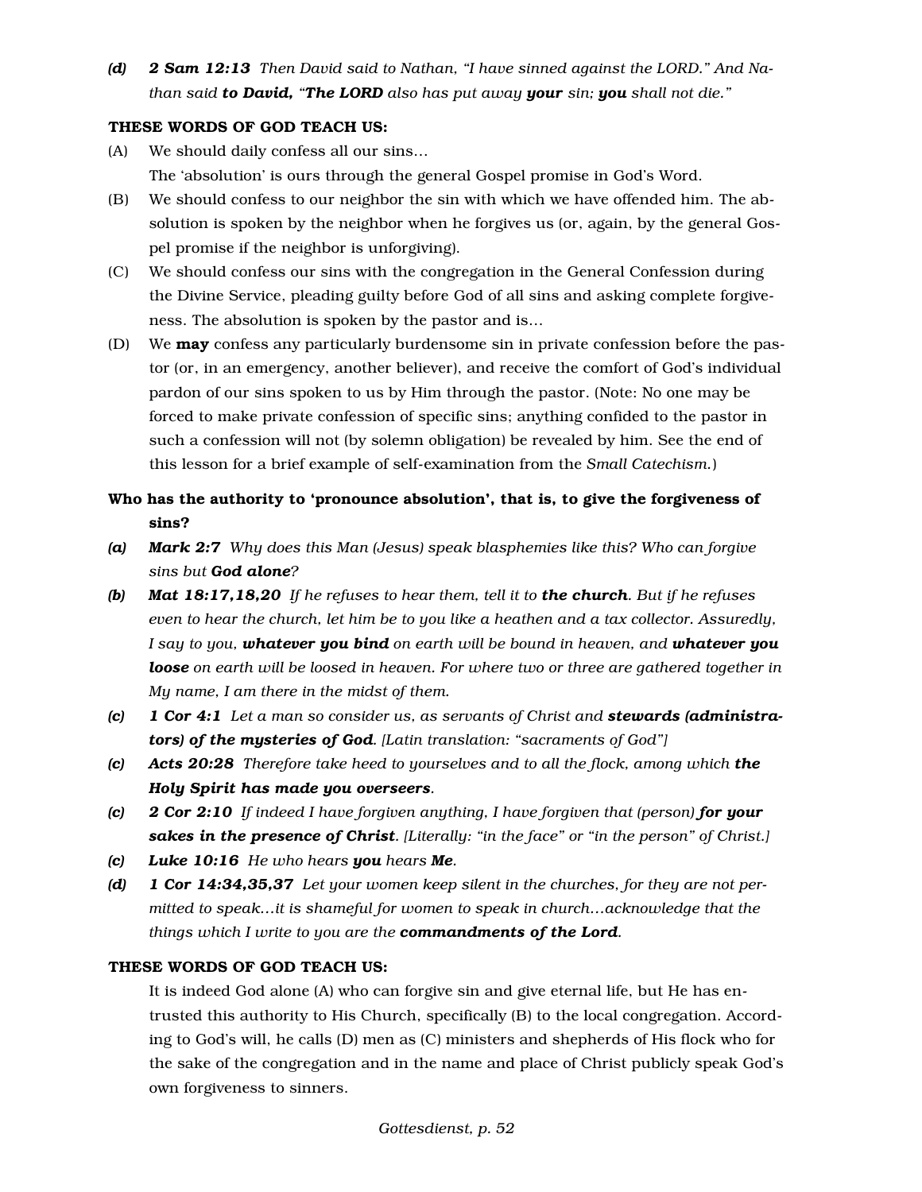*(d)* ***2 Sam 12:13*** *Then David said to Nathan, "I have sinned against the LORD." And Nathan said* ***to David, "The LORD*** *also has put away* ***your*** *sin;* ***you*** *shall not die."*

**THESE WORDS OF GOD TEACH US:**

(A) We should daily confess all our sins…
The 'absolution' is ours through the general Gospel promise in God's Word.

(B) We should confess to our neighbor the sin with which we have offended him. The absolution is spoken by the neighbor when he forgives us (or, again, by the general Gospel promise if the neighbor is unforgiving).

(C) We should confess our sins with the congregation in the General Confession during the Divine Service, pleading guilty before God of all sins and asking complete forgiveness. The absolution is spoken by the pastor and is…

(D) We **may** confess any particularly burdensome sin in private confession before the pastor (or, in an emergency, another believer), and receive the comfort of God's individual pardon of our sins spoken to us by Him through the pastor. (Note: No one may be forced to make private confession of specific sins; anything confided to the pastor in such a confession will not (by solemn obligation) be revealed by him. See the end of this lesson for a brief example of self-examination from the *Small Catechism.*)

**Who has the authority to 'pronounce absolution', that is, to give the forgiveness of sins?**

*(a)* ***Mark 2:7*** *Why does this Man (Jesus) speak blasphemies like this? Who can forgive sins but* ***God alone****?*

*(b)* ***Mat 18:17,18,20*** *If he refuses to hear them, tell it to* ***the church****. But if he refuses even to hear the church, let him be to you like a heathen and a tax collector. Assuredly, I say to you,* ***whatever you bind*** *on earth will be bound in heaven, and* ***whatever you loose*** *on earth will be loosed in heaven. For where two or three are gathered together in My name, I am there in the midst of them.*

*(c)* ***1 Cor 4:1*** *Let a man so consider us, as servants of Christ and* ***stewards (administrators) of the mysteries of God****. [Latin translation: "sacraments of God"]*

*(c)* ***Acts 20:28*** *Therefore take heed to yourselves and to all the flock, among which* ***the Holy Spirit has made you overseers****.*

*(c)* ***2 Cor 2:10*** *If indeed I have forgiven anything, I have forgiven that (person)* ***for your sakes in the presence of Christ****. [Literally: "in the face" or "in the person" of Christ.]*

*(c)* ***Luke 10:16*** *He who hears* ***you*** *hears* ***Me****.*

*(d)* ***1 Cor 14:34,35,37*** *Let your women keep silent in the churches, for they are not permitted to speak…it is shameful for women to speak in church…acknowledge that the things which I write to you are the* ***commandments of the Lord****.*

**THESE WORDS OF GOD TEACH US:**

It is indeed God alone (A) who can forgive sin and give eternal life, but He has entrusted this authority to His Church, specifically (B) to the local congregation. According to God's will, he calls (D) men as (C) ministers and shepherds of His flock who for the sake of the congregation and in the name and place of Christ publicly speak God's own forgiveness to sinners.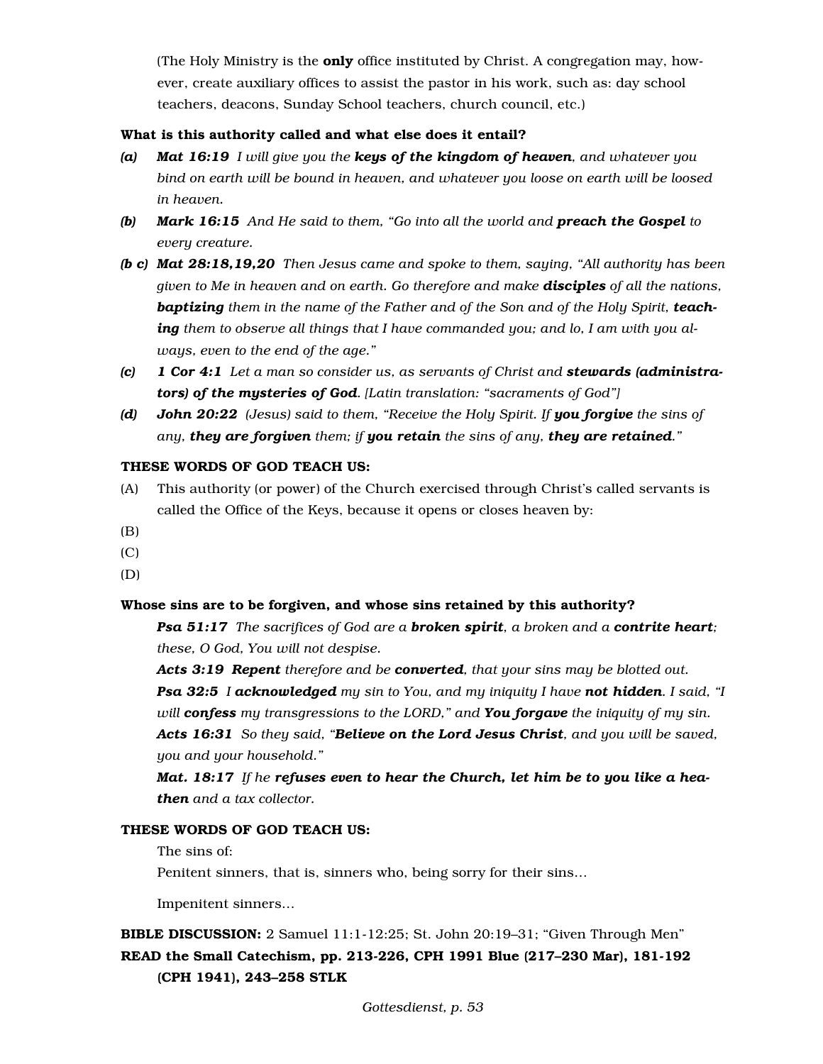(The Holy Ministry is the **only** office instituted by Christ. A congregation may, however, create auxiliary offices to assist the pastor in his work, such as: day school teachers, deacons, Sunday School teachers, church council, etc.)

**What is this authority called and what else does it entail?**

*(a)* ***Mat 16:19*** *I will give you the **keys of the kingdom of heaven**, and whatever you bind on earth will be bound in heaven, and whatever you loose on earth will be loosed in heaven.*

*(b)* ***Mark 16:15*** *And He said to them, "Go into all the world and **preach the Gospel** to every creature.*

*(b c)* ***Mat 28:18,19,20*** *Then Jesus came and spoke to them, saying, "All authority has been given to Me in heaven and on earth. Go therefore and make **disciples** of all the nations, **baptizing** them in the name of the Father and of the Son and of the Holy Spirit, **teaching** them to observe all things that I have commanded you; and lo, I am with you always, even to the end of the age."*

*(c)* ***1 Cor 4:1*** *Let a man so consider us, as servants of Christ and **stewards (administrators) of the mysteries of God**. [Latin translation: "sacraments of God"]*

*(d)* ***John 20:22*** *(Jesus) said to them, "Receive the Holy Spirit. If **you forgive** the sins of any, **they are forgiven** them; if **you retain** the sins of any, **they are retained**."*

**THESE WORDS OF GOD TEACH US:**

(A) This authority (or power) of the Church exercised through Christ's called servants is called the Office of the Keys, because it opens or closes heaven by:

(B)

(C)

(D)

**Whose sins are to be forgiven, and whose sins retained by this authority?**

***Psa 51:17*** *The sacrifices of God are a **broken spirit**, a broken and a **contrite heart**; these, O God, You will not despise.*

***Acts 3:19*** ***Repent*** *therefore and be **converted**, that your sins may be blotted out.*

***Psa 32:5*** *I **acknowledged** my sin to You, and my iniquity I have **not hidden**. I said, "I will **confess** my transgressions to the LORD," and **You forgave** the iniquity of my sin.*

***Acts 16:31*** *So they said, "**Believe on the Lord Jesus Christ**, and you will be saved, you and your household."*

***Mat. 18:17*** *If he **refuses even to hear the Church, let him be to you like a heathen** and a tax collector.*

**THESE WORDS OF GOD TEACH US:**

The sins of:

Penitent sinners, that is, sinners who, being sorry for their sins…

Impenitent sinners…

**BIBLE DISCUSSION:** 2 Samuel 11:1-12:25; St. John 20:19–31; "Given Through Men"

**READ the Small Catechism, pp. 213-226, CPH 1991 Blue (217–230 Mar), 181-192 (CPH 1941), 243–258 STLK**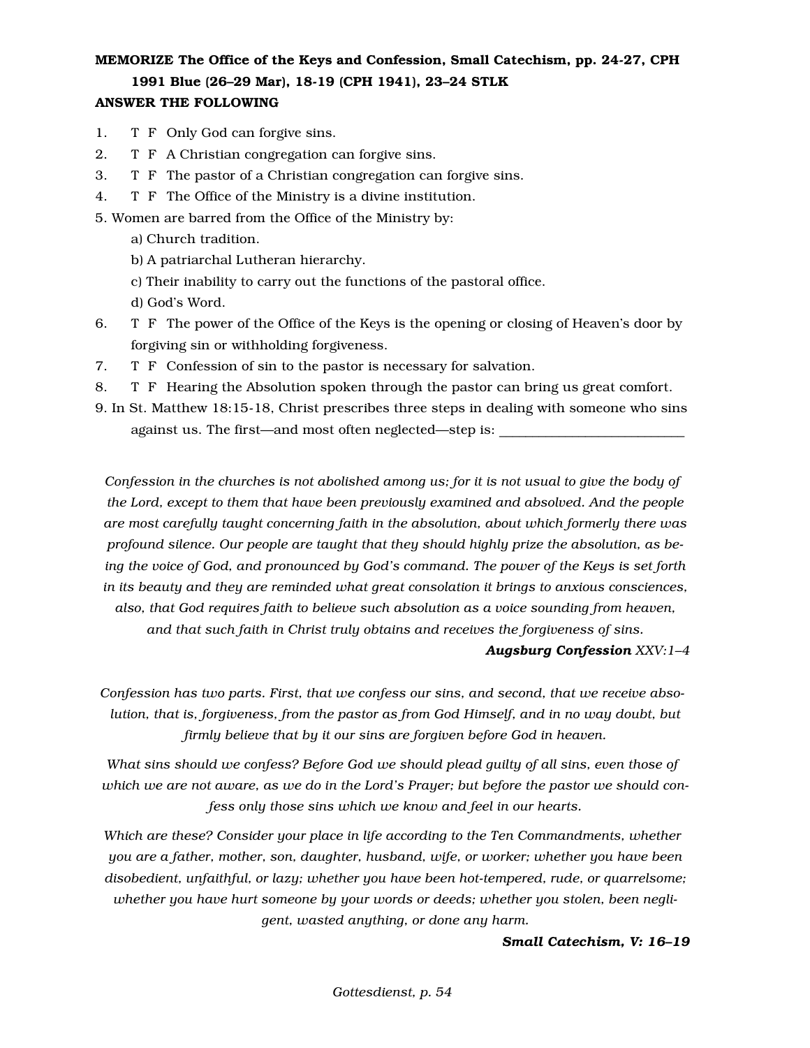**MEMORIZE The Office of the Keys and Confession, Small Catechism, pp. 24-27, CPH 1991 Blue (26–29 Mar), 18-19 (CPH 1941), 23–24 STLK**

**ANSWER THE FOLLOWING**

1. T F Only God can forgive sins.
2. T F A Christian congregation can forgive sins.
3. T F The pastor of a Christian congregation can forgive sins.
4. T F The Office of the Ministry is a divine institution.
5. Women are barred from the Office of the Ministry by:
   a) Church tradition.
   b) A patriarchal Lutheran hierarchy.
   c) Their inability to carry out the functions of the pastoral office.
   d) God's Word.
6. T F The power of the Office of the Keys is the opening or closing of Heaven's door by forgiving sin or withholding forgiveness.
7. T F Confession of sin to the pastor is necessary for salvation.
8. T F Hearing the Absolution spoken through the pastor can bring us great comfort.
9. In St. Matthew 18:15-18, Christ prescribes three steps in dealing with someone who sins against us. The first—and most often neglected—step is: ___________________________

*Confession in the churches is not abolished among us; for it is not usual to give the body of the Lord, except to them that have been previously examined and absolved. And the people are most carefully taught concerning faith in the absolution, about which formerly there was profound silence. Our people are taught that they should highly prize the absolution, as being the voice of God, and pronounced by God's command. The power of the Keys is set forth in its beauty and they are reminded what great consolation it brings to anxious consciences, also, that God requires faith to believe such absolution as a voice sounding from heaven, and that such faith in Christ truly obtains and receives the forgiveness of sins.*

***Augsburg Confession** XXV:1–4*

*Confession has two parts. First, that we confess our sins, and second, that we receive absolution, that is, forgiveness, from the pastor as from God Himself, and in no way doubt, but firmly believe that by it our sins are forgiven before God in heaven.*

*What sins should we confess? Before God we should plead guilty of all sins, even those of which we are not aware, as we do in the Lord's Prayer; but before the pastor we should confess only those sins which we know and feel in our hearts.*

*Which are these? Consider your place in life according to the Ten Commandments, whether you are a father, mother, son, daughter, husband, wife, or worker; whether you have been disobedient, unfaithful, or lazy; whether you have been hot-tempered, rude, or quarrelsome; whether you have hurt someone by your words or deeds; whether you stolen, been negligent, wasted anything, or done any harm.*

***Small Catechism, V: 16–19***